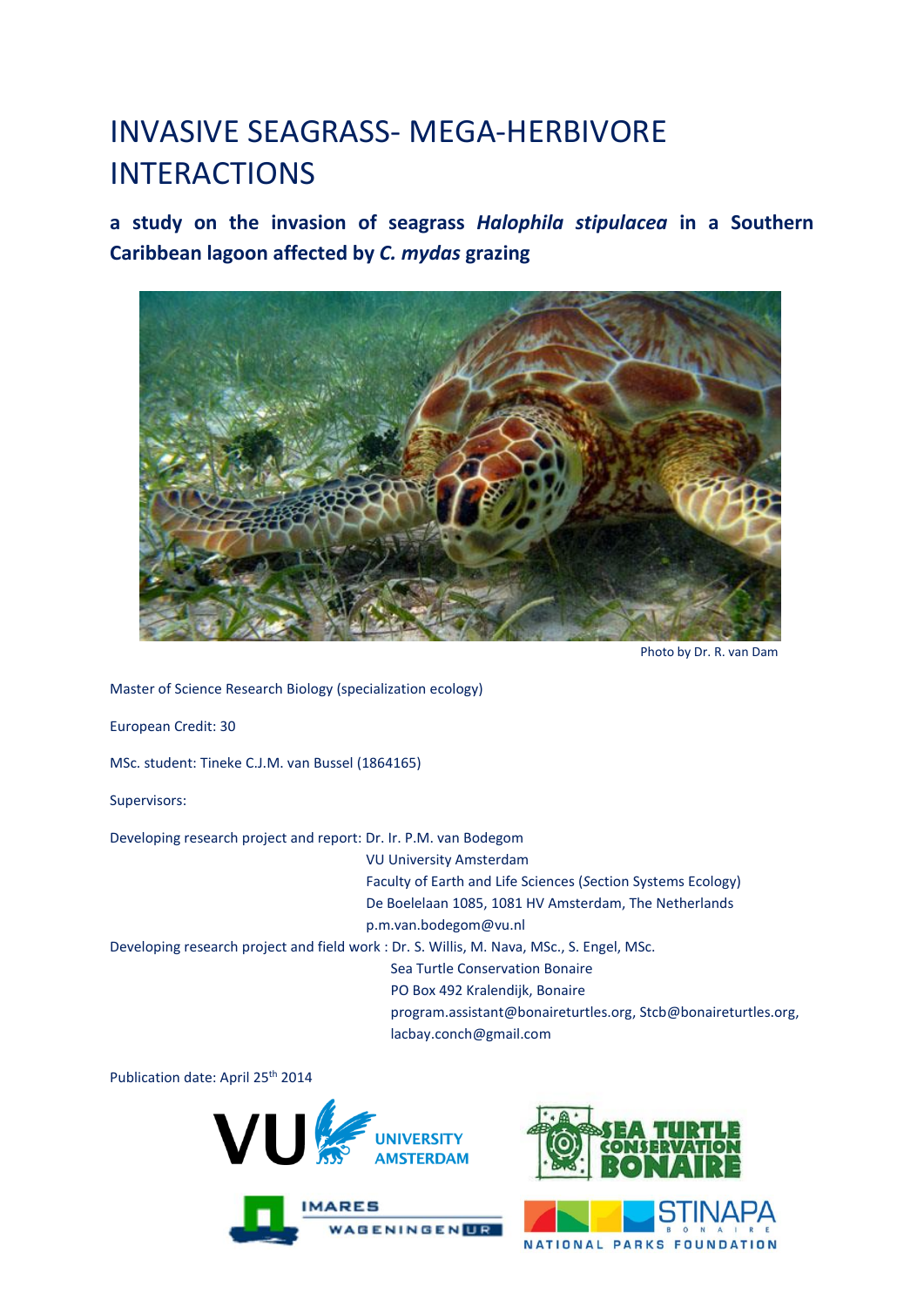# INVASIVE SEAGRASS- MEGA-HERBIVORE INTERACTIONS

**a study on the invasion of seagrass *Halophila stipulacea* in a Southern Caribbean lagoon affected by *C. mydas* grazing**

Photo by Dr. R. van Dam

Master of Science Research Biology (specialization ecology)

European Credit: 30

MSc. student: Tineke C.J.M. van Bussel (1864165)

Supervisors:

Developing research project and report: Dr. Ir. P.M. van Bodegom
VU University Amsterdam
Faculty of Earth and Life Sciences (Section Systems Ecology)
De Boelelaan 1085, 1081 HV Amsterdam, The Netherlands
p.m.van.bodegom@vu.nl

Developing research project and field work : Dr. S. Willis, M. Nava, MSc., S. Engel, MSc.
Sea Turtle Conservation Bonaire
PO Box 492 Kralendijk, Bonaire
program.assistant@bonaireturtles.org, Stcb@bonaireturtles.org,
lacbay.conch@gmail.com

Publication date: April 25th 2014

VU UNIVERSITY AMSTERDAM

SEA TURTLE CONSERVATION BONAIRE

IMARES WAGENINGEN UR

STINAPA BONAIRE NATIONAL PARKS FOUNDATION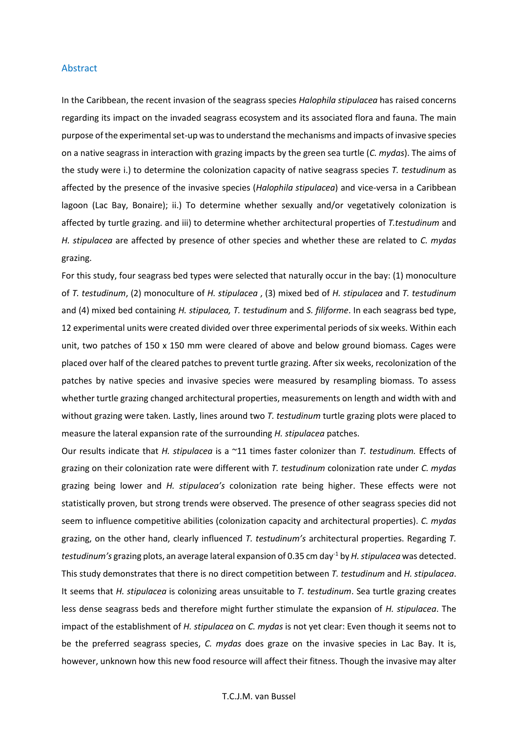## Abstract

In the Caribbean, the recent invasion of the seagrass species *Halophila stipulacea* has raised concerns regarding its impact on the invaded seagrass ecosystem and its associated flora and fauna. The main purpose of the experimental set-up was to understand the mechanisms and impacts of invasive species on a native seagrass in interaction with grazing impacts by the green sea turtle (*C. mydas*). The aims of the study were i.) to determine the colonization capacity of native seagrass species *T. testudinum* as affected by the presence of the invasive species (*Halophila stipulacea*) and vice-versa in a Caribbean lagoon (Lac Bay, Bonaire); ii.) To determine whether sexually and/or vegetatively colonization is affected by turtle grazing. and iii) to determine whether architectural properties of *T.testudinum* and *H. stipulacea* are affected by presence of other species and whether these are related to *C. mydas* grazing.

For this study, four seagrass bed types were selected that naturally occur in the bay: (1) monoculture of *T. testudinum*, (2) monoculture of *H. stipulacea* , (3) mixed bed of *H. stipulacea* and *T. testudinum* and (4) mixed bed containing *H. stipulacea, T. testudinum* and *S. filiforme*. In each seagrass bed type, 12 experimental units were created divided over three experimental periods of six weeks. Within each unit, two patches of 150 x 150 mm were cleared of above and below ground biomass. Cages were placed over half of the cleared patches to prevent turtle grazing. After six weeks, recolonization of the patches by native species and invasive species were measured by resampling biomass. To assess whether turtle grazing changed architectural properties, measurements on length and width with and without grazing were taken. Lastly, lines around two *T. testudinum* turtle grazing plots were placed to measure the lateral expansion rate of the surrounding *H. stipulacea* patches.

Our results indicate that *H. stipulacea* is a ~11 times faster colonizer than *T. testudinum.* Effects of grazing on their colonization rate were different with *T. testudinum* colonization rate under *C. mydas* grazing being lower and *H. stipulacea's* colonization rate being higher. These effects were not statistically proven, but strong trends were observed. The presence of other seagrass species did not seem to influence competitive abilities (colonization capacity and architectural properties). *C. mydas* grazing, on the other hand, clearly influenced *T. testudinum's* architectural properties. Regarding *T. testudinum's* grazing plots, an average lateral expansion of 0.35 cm $day^{-1}$ by *H. stipulacea* was detected. This study demonstrates that there is no direct competition between *T. testudinum* and *H. stipulacea*. It seems that *H. stipulacea* is colonizing areas unsuitable to *T. testudinum*. Sea turtle grazing creates less dense seagrass beds and therefore might further stimulate the expansion of *H. stipulacea*. The impact of the establishment of *H. stipulacea* on *C. mydas* is not yet clear: Even though it seems not to be the preferred seagrass species, *C. mydas* does graze on the invasive species in Lac Bay. It is, however, unknown how this new food resource will affect their fitness. Though the invasive may alter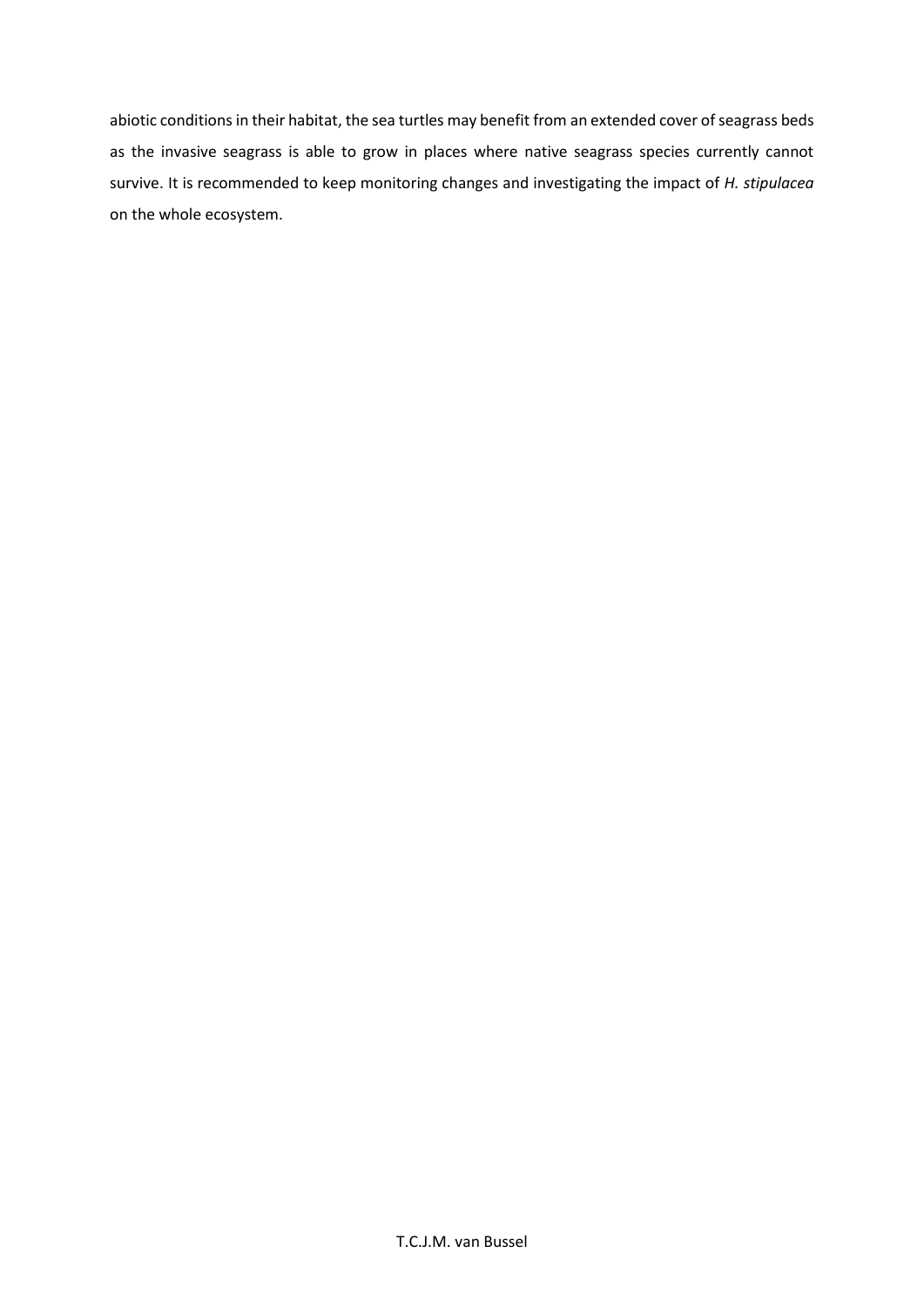abiotic conditions in their habitat, the sea turtles may benefit from an extended cover of seagrass beds as the invasive seagrass is able to grow in places where native seagrass species currently cannot survive. It is recommended to keep monitoring changes and investigating the impact of *H. stipulacea* on the whole ecosystem.